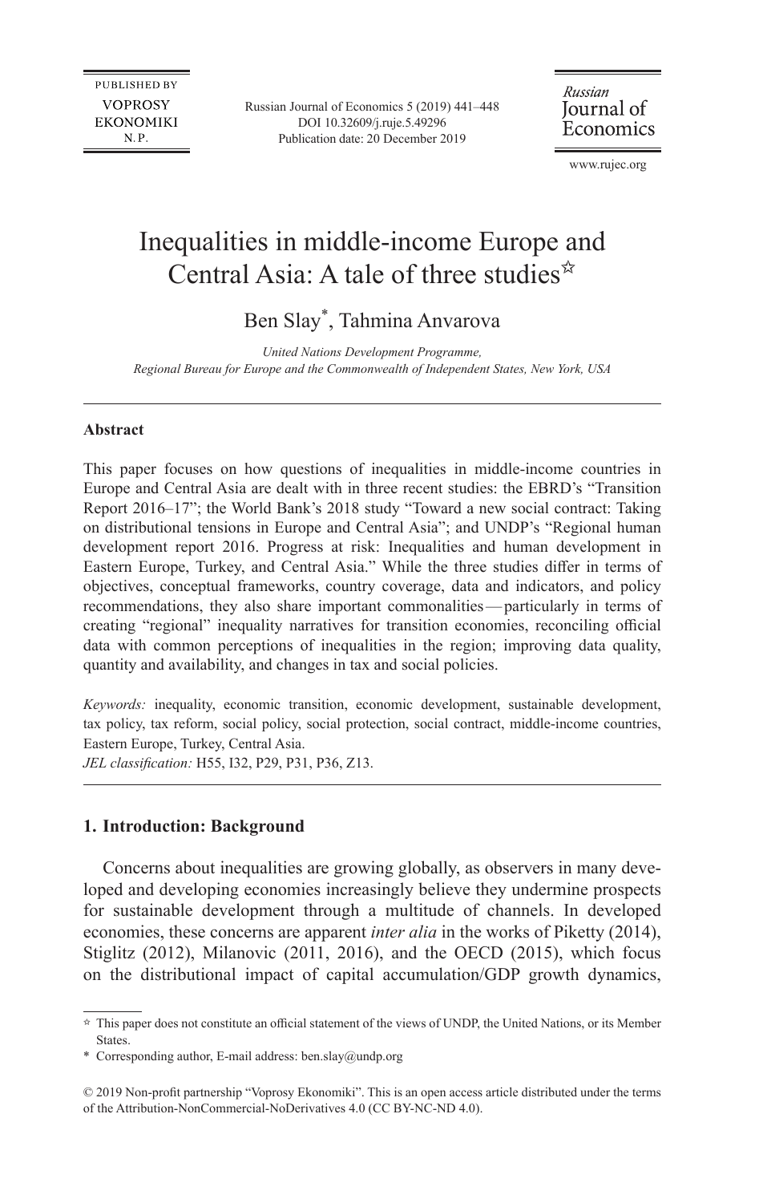PUBLISHED BY
VOPROSY
EKONOMIKI
N. P.

Russian Journal of Economics 5 (2019) 441–448
DOI 10.32609/j.ruje.5.49296
Publication date: 20 December 2019

*Russian*
Journal of
Economics

www.rujec.org

# Inequalities in middle-income Europe and Central Asia: A tale of three studies[☆]

Ben Slay[*], Tahmina Anvarova

*United Nations Development Programme,*
*Regional Bureau for Europe and the Commonwealth of Independent States, New York, USA*

---

### Abstract

This paper focuses on how questions of inequalities in middle-income countries in Europe and Central Asia are dealt with in three recent studies: the EBRD's "Transition Report 2016–17"; the World Bank's 2018 study "Toward a new social contract: Taking on distributional tensions in Europe and Central Asia"; and UNDP's "Regional human development report 2016. Progress at risk: Inequalities and human development in Eastern Europe, Turkey, and Central Asia." While the three studies differ in terms of objectives, conceptual frameworks, country coverage, data and indicators, and policy recommendations, they also share important commonalities — particularly in terms of creating "regional" inequality narratives for transition economies, reconciling official data with common perceptions of inequalities in the region; improving data quality, quantity and availability, and changes in tax and social policies.

*Keywords:* inequality, economic transition, economic development, sustainable development, tax policy, tax reform, social policy, social protection, social contract, middle-income countries, Eastern Europe, Turkey, Central Asia.
*JEL classification:* H55, I32, P29, P31, P36, Z13.

---

## 1. Introduction: Background

Concerns about inequalities are growing globally, as observers in many developed and developing economies increasingly believe they undermine prospects for sustainable development through a multitude of channels. In developed economies, these concerns are apparent *inter alia* in the works of Piketty (2014), Stiglitz (2012), Milanovic (2011, 2016), and the OECD (2015), which focus on the distributional impact of capital accumulation/GDP growth dynamics,

---

☆ This paper does not constitute an official statement of the views of UNDP, the United Nations, or its Member States.

\* Corresponding author, E-mail address: ben.slay@undp.org

© 2019 Non-profit partnership "Voprosy Ekonomiki". This is an open access article distributed under the terms of the Attribution-NonCommercial-NoDerivatives 4.0 (CC BY-NC-ND 4.0).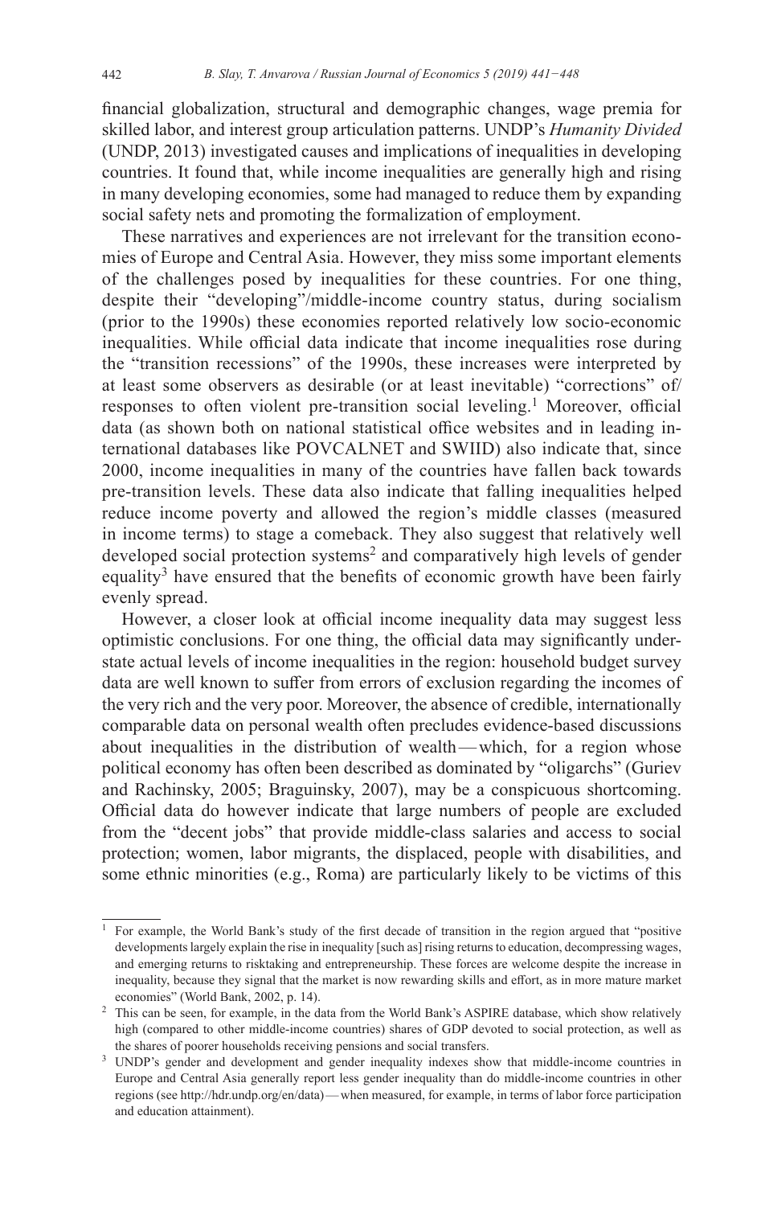financial globalization, structural and demographic changes, wage premia for skilled labor, and interest group articulation patterns. UNDP's *Humanity Divided* (UNDP, 2013) investigated causes and implications of inequalities in developing countries. It found that, while income inequalities are generally high and rising in many developing economies, some had managed to reduce them by expanding social safety nets and promoting the formalization of employment.

These narratives and experiences are not irrelevant for the transition economies of Europe and Central Asia. However, they miss some important elements of the challenges posed by inequalities for these countries. For one thing, despite their "developing"/middle-income country status, during socialism (prior to the 1990s) these economies reported relatively low socio-economic inequalities. While official data indicate that income inequalities rose during the "transition recessions" of the 1990s, these increases were interpreted by at least some observers as desirable (or at least inevitable) "corrections" of/responses to often violent pre-transition social leveling.[1] Moreover, official data (as shown both on national statistical office websites and in leading international databases like POVCALNET and SWIID) also indicate that, since 2000, income inequalities in many of the countries have fallen back towards pre-transition levels. These data also indicate that falling inequalities helped reduce income poverty and allowed the region's middle classes (measured in income terms) to stage a comeback. They also suggest that relatively well developed social protection systems[2] and comparatively high levels of gender equality[3] have ensured that the benefits of economic growth have been fairly evenly spread.

However, a closer look at official income inequality data may suggest less optimistic conclusions. For one thing, the official data may significantly understate actual levels of income inequalities in the region: household budget survey data are well known to suffer from errors of exclusion regarding the incomes of the very rich and the very poor. Moreover, the absence of credible, internationally comparable data on personal wealth often precludes evidence-based discussions about inequalities in the distribution of wealth—which, for a region whose political economy has often been described as dominated by "oligarchs" (Guriev and Rachinsky, 2005; Braguinsky, 2007), may be a conspicuous shortcoming. Official data do however indicate that large numbers of people are excluded from the "decent jobs" that provide middle-class salaries and access to social protection; women, labor migrants, the displaced, people with disabilities, and some ethnic minorities (e.g., Roma) are particularly likely to be victims of this

---

[1] For example, the World Bank's study of the first decade of transition in the region argued that "positive developments largely explain the rise in inequality [such as] rising returns to education, decompressing wages, and emerging returns to risktaking and entrepreneurship. These forces are welcome despite the increase in inequality, because they signal that the market is now rewarding skills and effort, as in more mature market economies" (World Bank, 2002, p. 14).

[2] This can be seen, for example, in the data from the World Bank's ASPIRE database, which show relatively high (compared to other middle-income countries) shares of GDP devoted to social protection, as well as the shares of poorer households receiving pensions and social transfers.

[3] UNDP's gender and development and gender inequality indexes show that middle-income countries in Europe and Central Asia generally report less gender inequality than do middle-income countries in other regions (see http://hdr.undp.org/en/data)—when measured, for example, in terms of labor force participation and education attainment).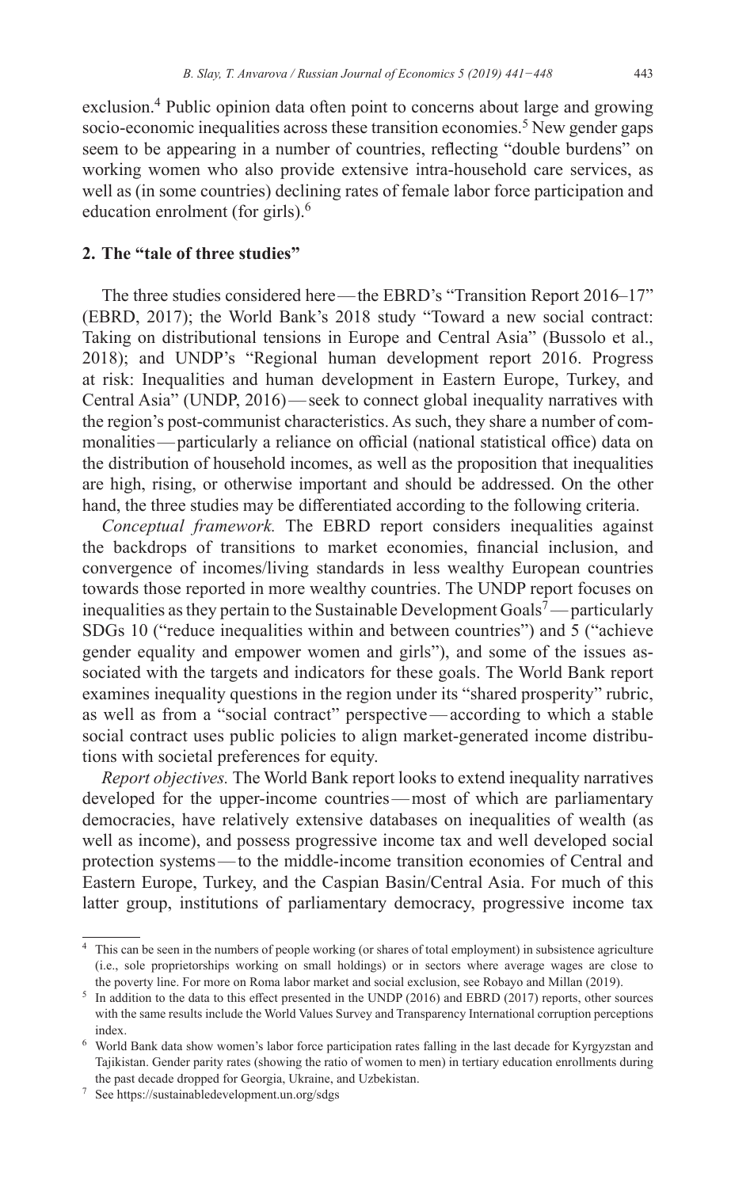exclusion.[4] Public opinion data often point to concerns about large and growing socio-economic inequalities across these transition economies.[5] New gender gaps seem to be appearing in a number of countries, reflecting "double burdens" on working women who also provide extensive intra-household care services, as well as (in some countries) declining rates of female labor force participation and education enrolment (for girls).[6]

## 2. The "tale of three studies"

The three studies considered here — the EBRD's "Transition Report 2016–17" (EBRD, 2017); the World Bank's 2018 study "Toward a new social contract: Taking on distributional tensions in Europe and Central Asia" (Bussolo et al., 2018); and UNDP's "Regional human development report 2016. Progress at risk: Inequalities and human development in Eastern Europe, Turkey, and Central Asia" (UNDP, 2016) — seek to connect global inequality narratives with the region's post-communist characteristics. As such, they share a number of commonalities — particularly a reliance on official (national statistical office) data on the distribution of household incomes, as well as the proposition that inequalities are high, rising, or otherwise important and should be addressed. On the other hand, the three studies may be differentiated according to the following criteria.

*Conceptual framework.* The EBRD report considers inequalities against the backdrops of transitions to market economies, financial inclusion, and convergence of incomes/living standards in less wealthy European countries towards those reported in more wealthy countries. The UNDP report focuses on inequalities as they pertain to the Sustainable Development Goals[7] — particularly SDGs 10 ("reduce inequalities within and between countries") and 5 ("achieve gender equality and empower women and girls"), and some of the issues associated with the targets and indicators for these goals. The World Bank report examines inequality questions in the region under its "shared prosperity" rubric, as well as from a "social contract" perspective — according to which a stable social contract uses public policies to align market-generated income distributions with societal preferences for equity.

*Report objectives.* The World Bank report looks to extend inequality narratives developed for the upper-income countries — most of which are parliamentary democracies, have relatively extensive databases on inequalities of wealth (as well as income), and possess progressive income tax and well developed social protection systems — to the middle-income transition economies of Central and Eastern Europe, Turkey, and the Caspian Basin/Central Asia. For much of this latter group, institutions of parliamentary democracy, progressive income tax

---

[4] This can be seen in the numbers of people working (or shares of total employment) in subsistence agriculture (i.e., sole proprietorships working on small holdings) or in sectors where average wages are close to the poverty line. For more on Roma labor market and social exclusion, see Robayo and Millan (2019).

[5] In addition to the data to this effect presented in the UNDP (2016) and EBRD (2017) reports, other sources with the same results include the World Values Survey and Transparency International corruption perceptions index.

[6] World Bank data show women's labor force participation rates falling in the last decade for Kyrgyzstan and Tajikistan. Gender parity rates (showing the ratio of women to men) in tertiary education enrollments during the past decade dropped for Georgia, Ukraine, and Uzbekistan.

[7] See https://sustainabledevelopment.un.org/sdgs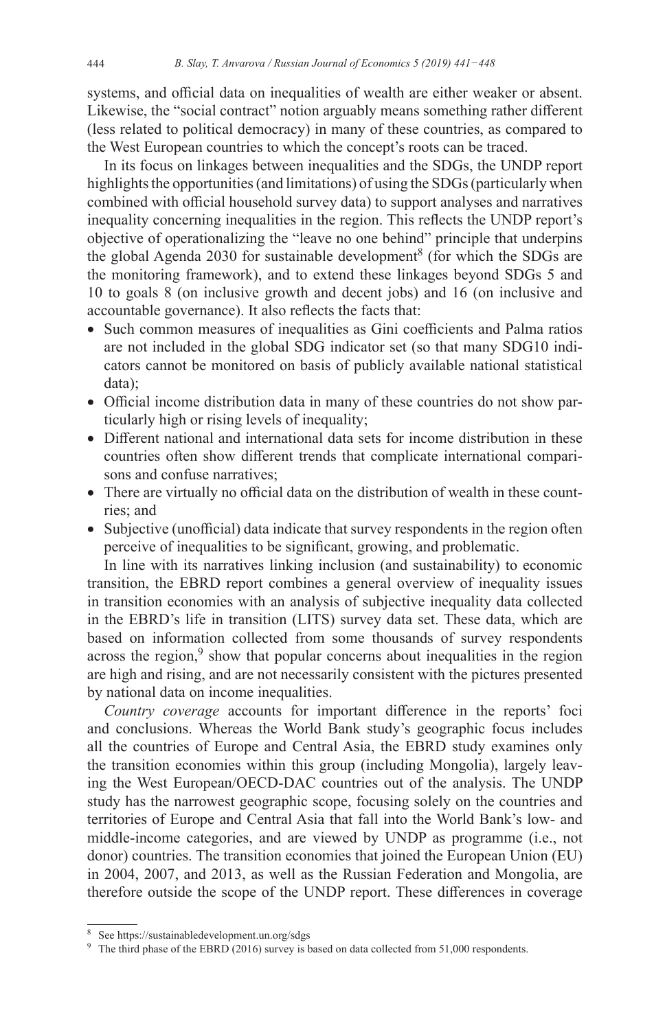systems, and official data on inequalities of wealth are either weaker or absent. Likewise, the "social contract" notion arguably means something rather different (less related to political democracy) in many of these countries, as compared to the West European countries to which the concept's roots can be traced.

In its focus on linkages between inequalities and the SDGs, the UNDP report highlights the opportunities (and limitations) of using the SDGs (particularly when combined with official household survey data) to support analyses and narratives inequality concerning inequalities in the region. This reflects the UNDP report's objective of operationalizing the "leave no one behind" principle that underpins the global Agenda 2030 for sustainable development[8] (for which the SDGs are the monitoring framework), and to extend these linkages beyond SDGs 5 and 10 to goals 8 (on inclusive growth and decent jobs) and 16 (on inclusive and accountable governance). It also reflects the facts that:

- Such common measures of inequalities as Gini coefficients and Palma ratios are not included in the global SDG indicator set (so that many SDG10 indicators cannot be monitored on basis of publicly available national statistical data);
- Official income distribution data in many of these countries do not show particularly high or rising levels of inequality;
- Different national and international data sets for income distribution in these countries often show different trends that complicate international comparisons and confuse narratives;
- There are virtually no official data on the distribution of wealth in these countries; and
- Subjective (unofficial) data indicate that survey respondents in the region often perceive of inequalities to be significant, growing, and problematic.

In line with its narratives linking inclusion (and sustainability) to economic transition, the EBRD report combines a general overview of inequality issues in transition economies with an analysis of subjective inequality data collected in the EBRD's life in transition (LITS) survey data set. These data, which are based on information collected from some thousands of survey respondents across the region,[9] show that popular concerns about inequalities in the region are high and rising, and are not necessarily consistent with the pictures presented by national data on income inequalities.

*Country coverage* accounts for important difference in the reports' foci and conclusions. Whereas the World Bank study's geographic focus includes all the countries of Europe and Central Asia, the EBRD study examines only the transition economies within this group (including Mongolia), largely leaving the West European/OECD-DAC countries out of the analysis. The UNDP study has the narrowest geographic scope, focusing solely on the countries and territories of Europe and Central Asia that fall into the World Bank's low- and middle-income categories, and are viewed by UNDP as programme (i.e., not donor) countries. The transition economies that joined the European Union (EU) in 2004, 2007, and 2013, as well as the Russian Federation and Mongolia, are therefore outside the scope of the UNDP report. These differences in coverage

---

[8] See https://sustainabledevelopment.un.org/sdgs

[9] The third phase of the EBRD (2016) survey is based on data collected from 51,000 respondents.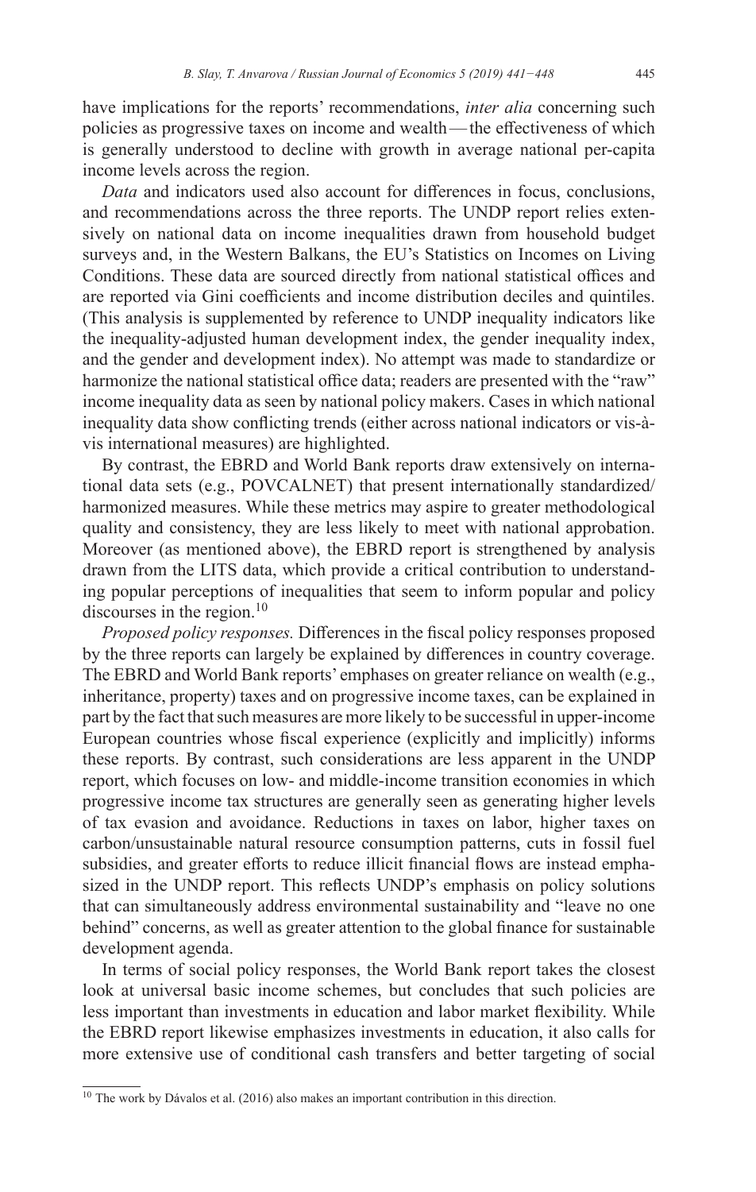have implications for the reports' recommendations, *inter alia* concerning such policies as progressive taxes on income and wealth — the effectiveness of which is generally understood to decline with growth in average national per-capita income levels across the region.

*Data* and indicators used also account for differences in focus, conclusions, and recommendations across the three reports. The UNDP report relies extensively on national data on income inequalities drawn from household budget surveys and, in the Western Balkans, the EU's Statistics on Incomes on Living Conditions. These data are sourced directly from national statistical offices and are reported via Gini coefficients and income distribution deciles and quintiles. (This analysis is supplemented by reference to UNDP inequality indicators like the inequality-adjusted human development index, the gender inequality index, and the gender and development index). No attempt was made to standardize or harmonize the national statistical office data; readers are presented with the "raw" income inequality data as seen by national policy makers. Cases in which national inequality data show conflicting trends (either across national indicators or vis-à-vis international measures) are highlighted.

By contrast, the EBRD and World Bank reports draw extensively on international data sets (e.g., POVCALNET) that present internationally standardized/harmonized measures. While these metrics may aspire to greater methodological quality and consistency, they are less likely to meet with national approbation. Moreover (as mentioned above), the EBRD report is strengthened by analysis drawn from the LITS data, which provide a critical contribution to understanding popular perceptions of inequalities that seem to inform popular and policy discourses in the region.[10]

*Proposed policy responses.* Differences in the fiscal policy responses proposed by the three reports can largely be explained by differences in country coverage. The EBRD and World Bank reports' emphases on greater reliance on wealth (e.g., inheritance, property) taxes and on progressive income taxes, can be explained in part by the fact that such measures are more likely to be successful in upper-income European countries whose fiscal experience (explicitly and implicitly) informs these reports. By contrast, such considerations are less apparent in the UNDP report, which focuses on low- and middle-income transition economies in which progressive income tax structures are generally seen as generating higher levels of tax evasion and avoidance. Reductions in taxes on labor, higher taxes on carbon/unsustainable natural resource consumption patterns, cuts in fossil fuel subsidies, and greater efforts to reduce illicit financial flows are instead emphasized in the UNDP report. This reflects UNDP's emphasis on policy solutions that can simultaneously address environmental sustainability and "leave no one behind" concerns, as well as greater attention to the global finance for sustainable development agenda.

In terms of social policy responses, the World Bank report takes the closest look at universal basic income schemes, but concludes that such policies are less important than investments in education and labor market flexibility. While the EBRD report likewise emphasizes investments in education, it also calls for more extensive use of conditional cash transfers and better targeting of social

---

[10] The work by Dávalos et al. (2016) also makes an important contribution in this direction.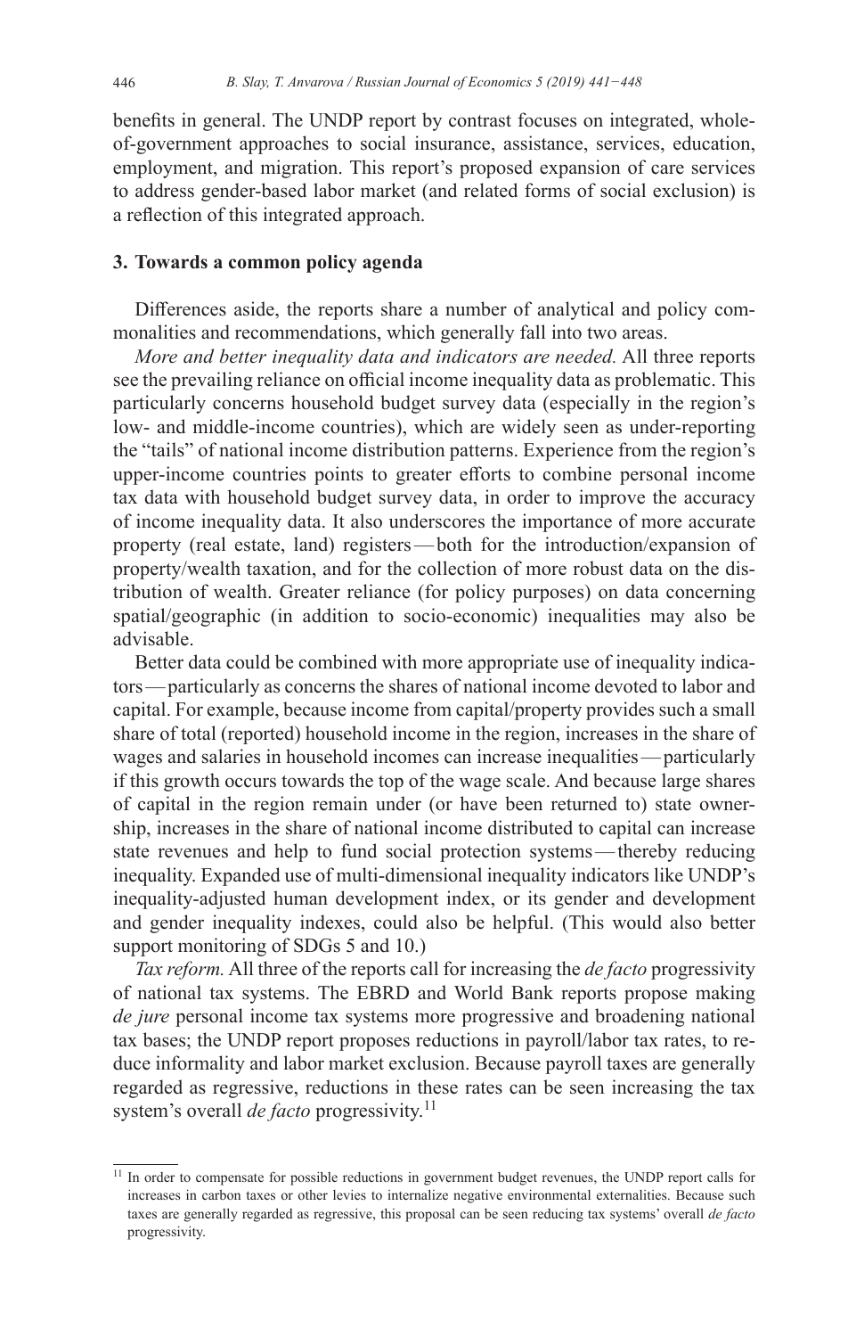benefits in general. The UNDP report by contrast focuses on integrated, whole-of-government approaches to social insurance, assistance, services, education, employment, and migration. This report's proposed expansion of care services to address gender-based labor market (and related forms of social exclusion) is a reflection of this integrated approach.

## 3. Towards a common policy agenda

Differences aside, the reports share a number of analytical and policy commonalities and recommendations, which generally fall into two areas.

*More and better inequality data and indicators are needed.* All three reports see the prevailing reliance on official income inequality data as problematic. This particularly concerns household budget survey data (especially in the region's low- and middle-income countries), which are widely seen as under-reporting the "tails" of national income distribution patterns. Experience from the region's upper-income countries points to greater efforts to combine personal income tax data with household budget survey data, in order to improve the accuracy of income inequality data. It also underscores the importance of more accurate property (real estate, land) registers — both for the introduction/expansion of property/wealth taxation, and for the collection of more robust data on the distribution of wealth. Greater reliance (for policy purposes) on data concerning spatial/geographic (in addition to socio-economic) inequalities may also be advisable.

Better data could be combined with more appropriate use of inequality indicators — particularly as concerns the shares of national income devoted to labor and capital. For example, because income from capital/property provides such a small share of total (reported) household income in the region, increases in the share of wages and salaries in household incomes can increase inequalities — particularly if this growth occurs towards the top of the wage scale. And because large shares of capital in the region remain under (or have been returned to) state ownership, increases in the share of national income distributed to capital can increase state revenues and help to fund social protection systems — thereby reducing inequality. Expanded use of multi-dimensional inequality indicators like UNDP's inequality-adjusted human development index, or its gender and development and gender inequality indexes, could also be helpful. (This would also better support monitoring of SDGs 5 and 10.)

*Tax reform.* All three of the reports call for increasing the *de facto* progressivity of national tax systems. The EBRD and World Bank reports propose making *de jure* personal income tax systems more progressive and broadening national tax bases; the UNDP report proposes reductions in payroll/labor tax rates, to reduce informality and labor market exclusion. Because payroll taxes are generally regarded as regressive, reductions in these rates can be seen increasing the tax system's overall *de facto* progressivity.[11]

---

[11] In order to compensate for possible reductions in government budget revenues, the UNDP report calls for increases in carbon taxes or other levies to internalize negative environmental externalities. Because such taxes are generally regarded as regressive, this proposal can be seen reducing tax systems' overall *de facto* progressivity.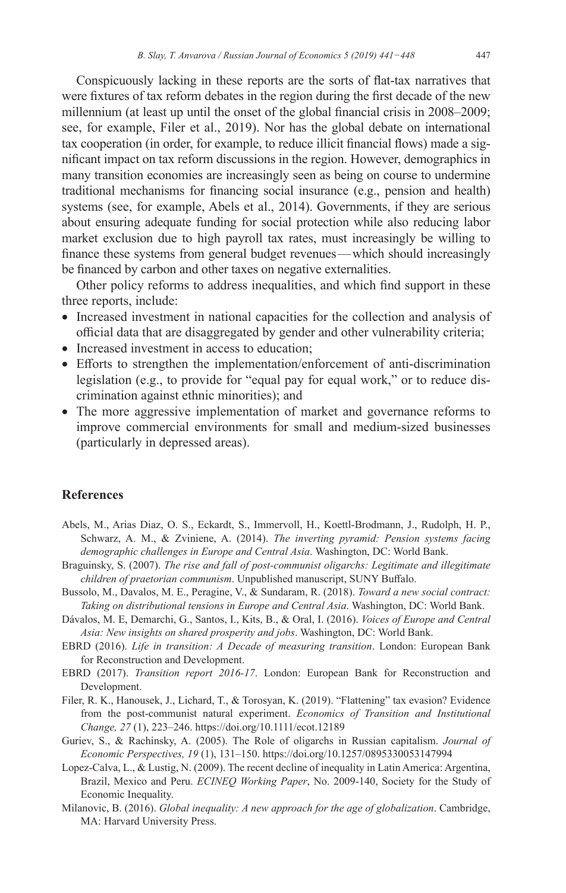Conspicuously lacking in these reports are the sorts of flat-tax narratives that were fixtures of tax reform debates in the region during the first decade of the new millennium (at least up until the onset of the global financial crisis in 2008–2009; see, for example, Filer et al., 2019). Nor has the global debate on international tax cooperation (in order, for example, to reduce illicit financial flows) made a significant impact on tax reform discussions in the region. However, demographics in many transition economies are increasingly seen as being on course to undermine traditional mechanisms for financing social insurance (e.g., pension and health) systems (see, for example, Abels et al., 2014). Governments, if they are serious about ensuring adequate funding for social protection while also reducing labor market exclusion due to high payroll tax rates, must increasingly be willing to finance these systems from general budget revenues—which should increasingly be financed by carbon and other taxes on negative externalities.

Other policy reforms to address inequalities, and which find support in these three reports, include:

- Increased investment in national capacities for the collection and analysis of official data that are disaggregated by gender and other vulnerability criteria;
- Increased investment in access to education;
- Efforts to strengthen the implementation/enforcement of anti-discrimination legislation (e.g., to provide for "equal pay for equal work," or to reduce discrimination against ethnic minorities); and
- The more aggressive implementation of market and governance reforms to improve commercial environments for small and medium-sized businesses (particularly in depressed areas).

## References

Abels, M., Arias Diaz, O. S., Eckardt, S., Immervoll, H., Koettl-Brodmann, J., Rudolph, H. P., Schwarz, A. M., & Zviniene, A. (2014). *The inverting pyramid: Pension systems facing demographic challenges in Europe and Central Asia*. Washington, DC: World Bank.

Braguinsky, S. (2007). *The rise and fall of post-communist oligarchs: Legitimate and illegitimate children of praetorian communism*. Unpublished manuscript, SUNY Buffalo.

Bussolo, M., Davalos, M. E., Peragine, V., & Sundaram, R. (2018). *Toward a new social contract: Taking on distributional tensions in Europe and Central Asia*. Washington, DC: World Bank.

Dávalos, M. E, Demarchi, G., Santos, I., Kits, B., & Oral, I. (2016). *Voices of Europe and Central Asia: New insights on shared prosperity and jobs*. Washington, DC: World Bank.

EBRD (2016). *Life in transition: A Decade of measuring transition*. London: European Bank for Reconstruction and Development.

EBRD (2017). *Transition report 2016-17*. London: European Bank for Reconstruction and Development.

Filer, R. K., Hanousek, J., Lichard, T., & Torosyan, K. (2019). "Flattening" tax evasion? Evidence from the post-communist natural experiment. *Economics of Transition and Institutional Change, 27* (1), 223–246. https://doi.org/10.1111/ecot.12189

Guriev, S., & Rachinsky, A. (2005). The Role of oligarchs in Russian capitalism. *Journal of Economic Perspectives, 19* (1), 131–150. https://doi.org/10.1257/0895330053147994

Lopez-Calva, L., & Lustig, N. (2009). The recent decline of inequality in Latin America: Argentina, Brazil, Mexico and Peru. *ECINEQ Working Paper*, No. 2009-140, Society for the Study of Economic Inequality.

Milanovic, B. (2016). *Global inequality: A new approach for the age of globalization*. Cambridge, MA: Harvard University Press.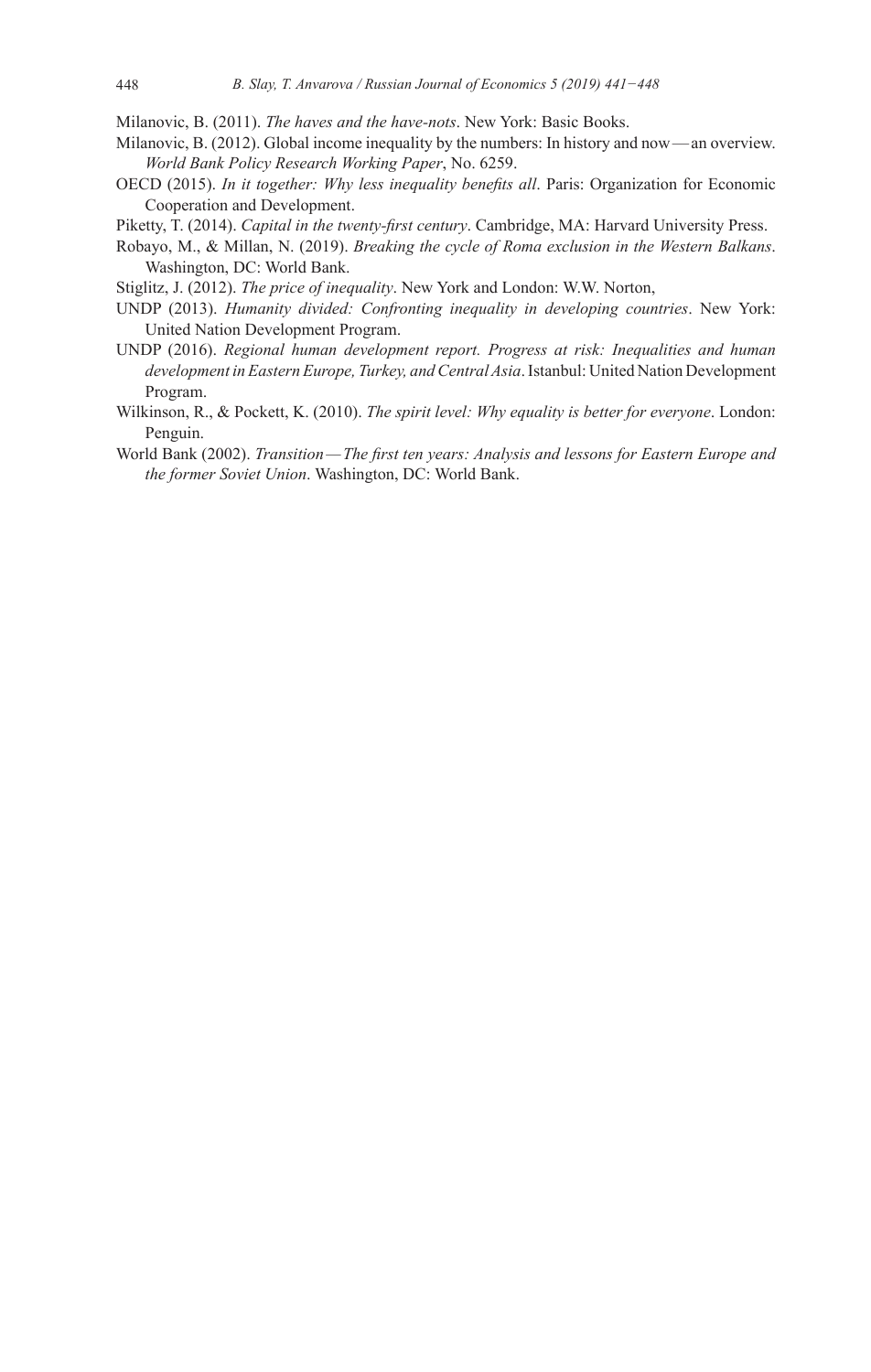Milanovic, B. (2011). *The haves and the have-nots*. New York: Basic Books.

Milanovic, B. (2012). Global income inequality by the numbers: In history and now — an overview. *World Bank Policy Research Working Paper*, No. 6259.

OECD (2015). *In it together: Why less inequality benefits all*. Paris: Organization for Economic Cooperation and Development.

Piketty, T. (2014). *Capital in the twenty-first century*. Cambridge, MA: Harvard University Press.

Robayo, M., & Millan, N. (2019). *Breaking the cycle of Roma exclusion in the Western Balkans*. Washington, DC: World Bank.

Stiglitz, J. (2012). *The price of inequality*. New York and London: W.W. Norton,

UNDP (2013). *Humanity divided: Confronting inequality in developing countries*. New York: United Nation Development Program.

UNDP (2016). *Regional human development report. Progress at risk: Inequalities and human development in Eastern Europe, Turkey, and Central Asia*. Istanbul: United Nation Development Program.

Wilkinson, R., & Pockett, K. (2010). *The spirit level: Why equality is better for everyone*. London: Penguin.

World Bank (2002). *Transition — The first ten years: Analysis and lessons for Eastern Europe and the former Soviet Union*. Washington, DC: World Bank.